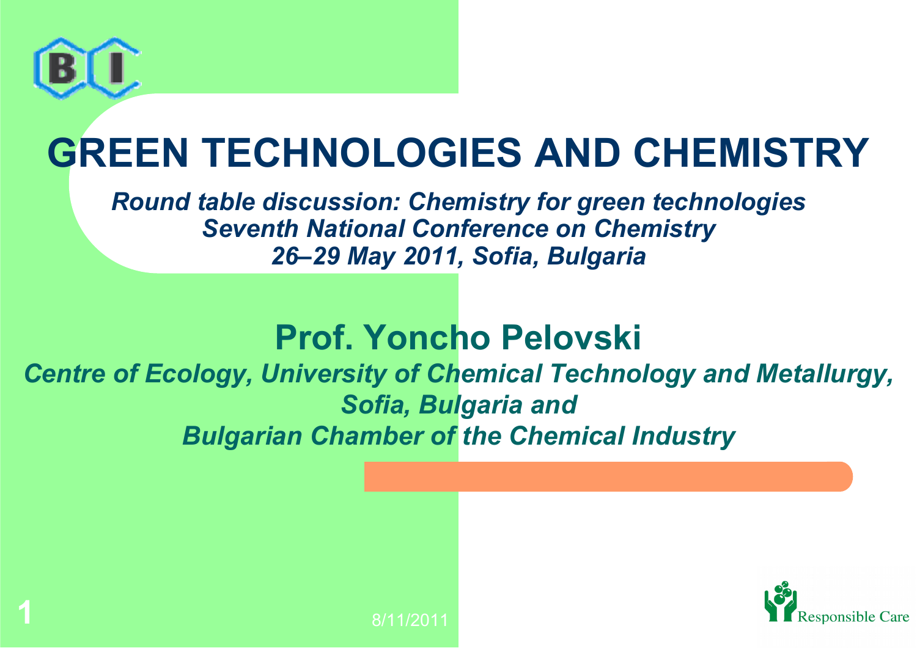# GREEN TECHNOLOGIES AND CHEMISTRY

*Round table discussion: Chemistry for green technologies*
*Seventh National Conference on Chemistry*
*26–29 May 2011, Sofia, Bulgaria*

## Prof. Yoncho Pelovski

*Centre of Ecology, University of Chemical Technology and Metallurgy, Sofia, Bulgaria and*
*Bulgarian Chamber of the Chemical Industry*

8/11/2011

Responsible Care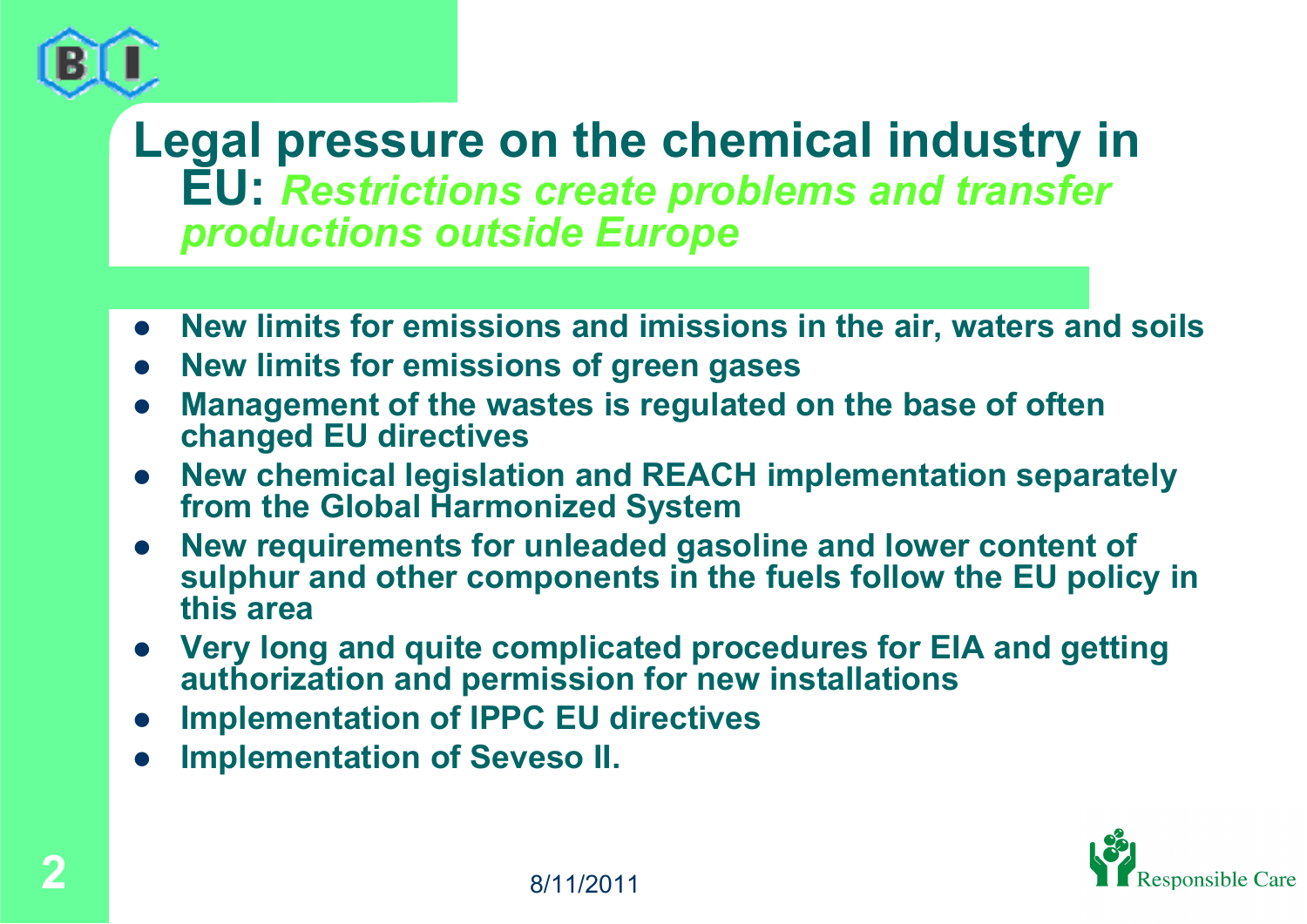# Legal pressure on the chemical industry in EU: *Restrictions create problems and transfer productions outside Europe*

- **New limits for emissions and imissions in the air, waters and soils**
- **New limits for emissions of green gases**
- **Management of the wastes is regulated on the base of often changed EU directives**
- **New chemical legislation and REACH implementation separately from the Global Harmonized System**
- **New requirements for unleaded gasoline and lower content of sulphur and other components in the fuels follow the EU policy in this area**
- **Very long and quite complicated procedures for EIA and getting authorization and permission for new installations**
- **Implementation of IPPC EU directives**
- **Implementation of Seveso II.**

8/11/2011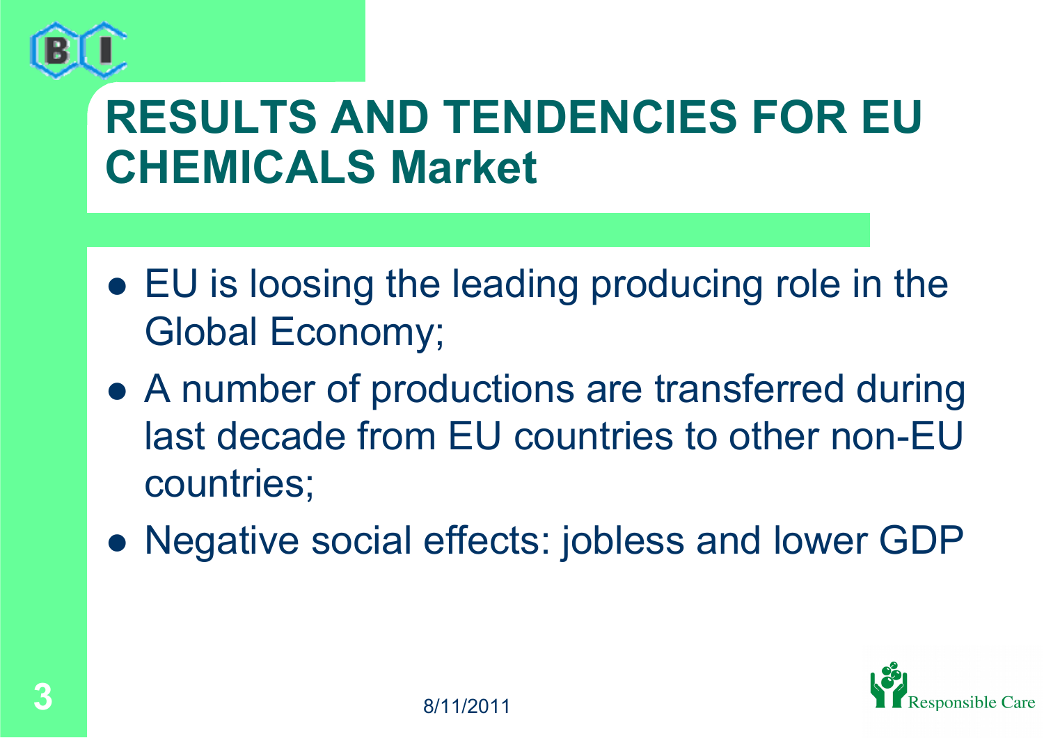# RESULTS AND TENDENCIES FOR EU CHEMICALS Market

- EU is loosing the leading producing role in the Global Economy;
- A number of productions are transferred during last decade from EU countries to other non-EU countries;
- Negative social effects: jobless and lower GDP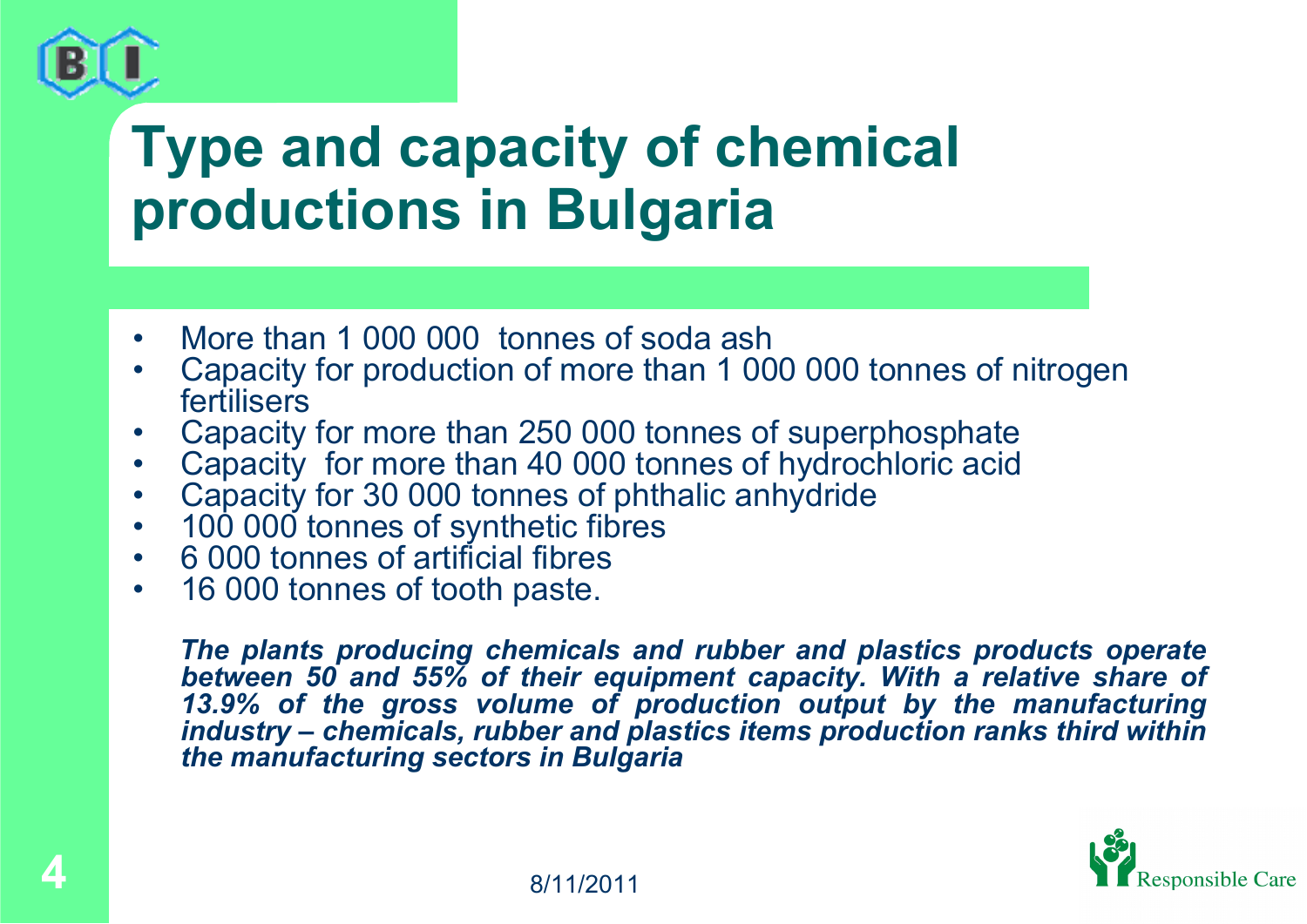# Type and capacity of chemical productions in Bulgaria

- More than 1 000 000 tonnes of soda ash
- Capacity for production of more than 1 000 000 tonnes of nitrogen fertilisers
- Capacity for more than 250 000 tonnes of superphosphate
- Capacity for more than 40 000 tonnes of hydrochloric acid
- Capacity for 30 000 tonnes of phthalic anhydride
- 100 000 tonnes of synthetic fibres
- 6 000 tonnes of artificial fibres
- 16 000 tonnes of tooth paste.

***The plants producing chemicals and rubber and plastics products operate between 50 and 55% of their equipment capacity. With a relative share of 13.9% of the gross volume of production output by the manufacturing industry – chemicals, rubber and plastics items production ranks third within the manufacturing sectors in Bulgaria***

8/11/2011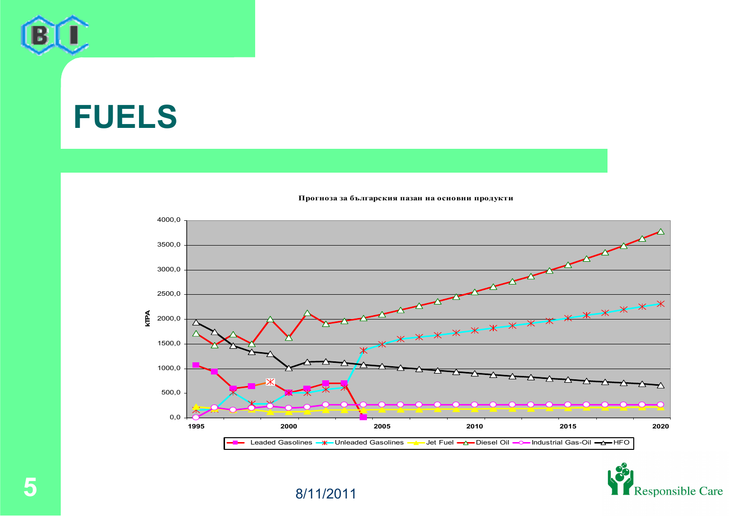# FUELS

**Прогноза за българския пазар на основни продукти**

KTPA

Leaded Gasolines, Unleaded Gasolines, Jet Fuel, Diesel Oil, Industrial Gas-Oil, HFO

8/11/2011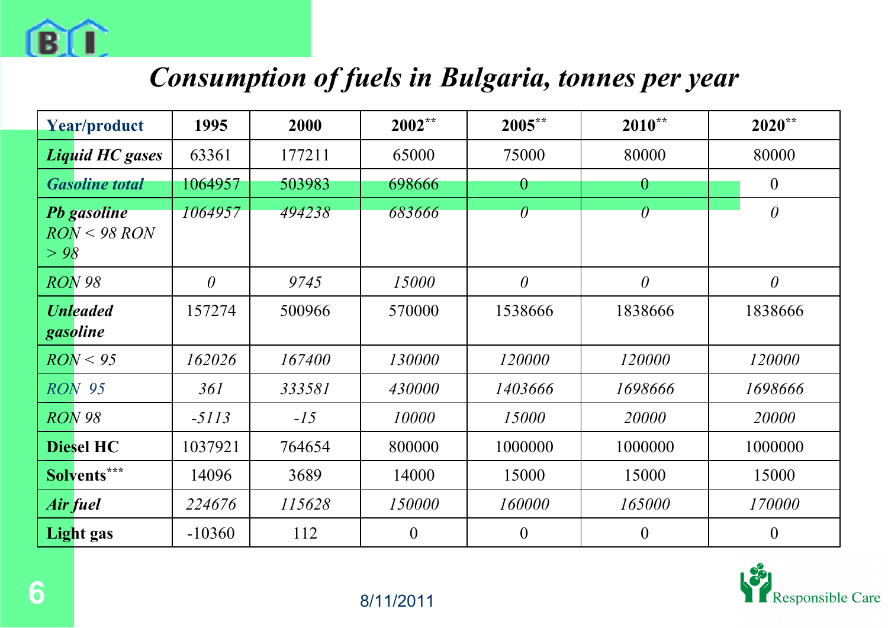# *Consumption of fuels in Bulgaria, tonnes per year*

| Year/product | 1995 | 2000 | 2002** | 2005** | 2010** | 2020** |
|---|---|---|---|---|---|---|
| ***Liquid HC gases*** | 63361 | 177211 | 65000 | 75000 | 80000 | 80000 |
| ***Gasoline total*** | 1064957 | 503983 | 698666 | 0 | 0 | 0 |
| ***Pb gasoline*** *RON < 98 RON > 98* | *1064957* | *494238* | *683666* | *0* | *0* | *0* |
| *RON 98* | *0* | *9745* | *15000* | *0* | *0* | *0* |
| ***Unleaded gasoline*** | 157274 | 500966 | 570000 | 1538666 | 1838666 | 1838666 |
| *RON < 95* | *162026* | *167400* | *130000* | *120000* | *120000* | *120000* |
| *RON 95* | *361* | *333581* | *430000* | *1403666* | *1698666* | *1698666* |
| *RON 98* | *-5113* | *-15* | *10000* | *15000* | *20000* | *20000* |
| **Diesel HC** | 1037921 | 764654 | 800000 | 1000000 | 1000000 | 1000000 |
| **Solvents*** ** | 14096 | 3689 | 14000 | 15000 | 15000 | 15000 |
| ***Air fuel*** | *224676* | *115628* | *150000* | *160000* | *165000* | *170000* |
| **Light gas** | -10360 | 112 | 0 | 0 | 0 | 0 |

8/11/2011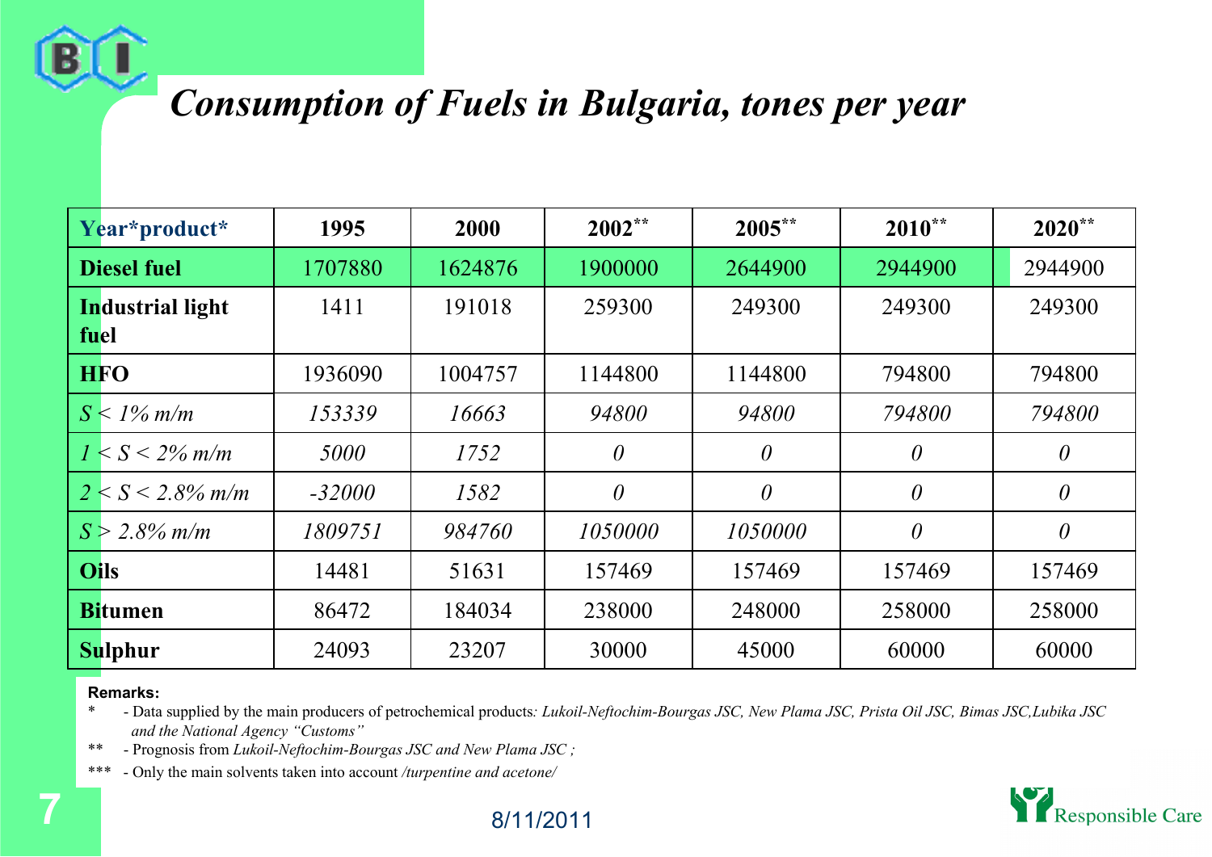# *Consumption of Fuels in Bulgaria, tones per year*

| Year*product* | 1995 | 2000 | 2002** | 2005** | 2010** | 2020** |
|---|---|---|---|---|---|---|
| **Diesel fuel** | 1707880 | 1624876 | 1900000 | 2644900 | 2944900 | 2944900 |
| **Industrial light fuel** | 1411 | 191018 | 259300 | 249300 | 249300 | 249300 |
| **HFO** | 1936090 | 1004757 | 1144800 | 1144800 | 794800 | 794800 |
| *S < 1% m/m* | *153339* | *16663* | *94800* | *94800* | *794800* | *794800* |
| *1 < S < 2% m/m* | *5000* | *1752* | *0* | *0* | *0* | *0* |
| *2 < S < 2.8% m/m* | *-32000* | *1582* | *0* | *0* | *0* | *0* |
| *S > 2.8% m/m* | *1809751* | *984760* | *1050000* | *1050000* | *0* | *0* |
| **Oils** | 14481 | 51631 | 157469 | 157469 | 157469 | 157469 |
| **Bitumen** | 86472 | 184034 | 238000 | 248000 | 258000 | 258000 |
| **Sulphur** | 24093 | 23207 | 30000 | 45000 | 60000 | 60000 |

**Remarks:**

\* - Data supplied by the main producers of petrochemical products*: Lukoil-Neftochim-Bourgas JSC, New Plama JSC, Prista Oil JSC, Bimas JSC,Lubika JSC and the National Agency "Customs"*

** - Prognosis from *Lukoil-Neftochim-Bourgas JSC and New Plama JSC ;*

*** - Only the main solvents taken into account */turpentine and acetone/*

8/11/2011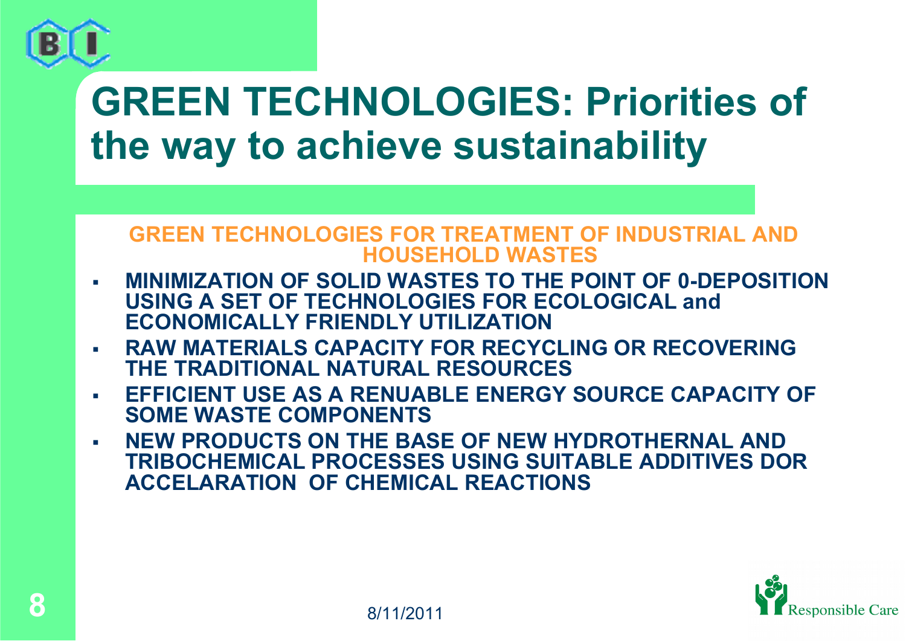# GREEN TECHNOLOGIES: Priorities of the way to achieve sustainability

## GREEN TECHNOLOGIES FOR TREATMENT OF INDUSTRIAL AND HOUSEHOLD WASTES

- **MINIMIZATION OF SOLID WASTES TO THE POINT OF 0-DEPOSITION USING A SET OF TECHNOLOGIES FOR ECOLOGICAL and ECONOMICALLY FRIENDLY UTILIZATION**
- **RAW MATERIALS CAPACITY FOR RECYCLING OR RECOVERING THE TRADITIONAL NATURAL RESOURCES**
- **EFFICIENT USE AS A RENUABLE ENERGY SOURCE CAPACITY OF SOME WASTE COMPONENTS**
- **NEW PRODUCTS ON THE BASE OF NEW HYDROTHERNAL AND TRIBOCHEMICAL PROCESSES USING SUITABLE ADDITIVES DOR ACCELARATION OF CHEMICAL REACTIONS**

8/11/2011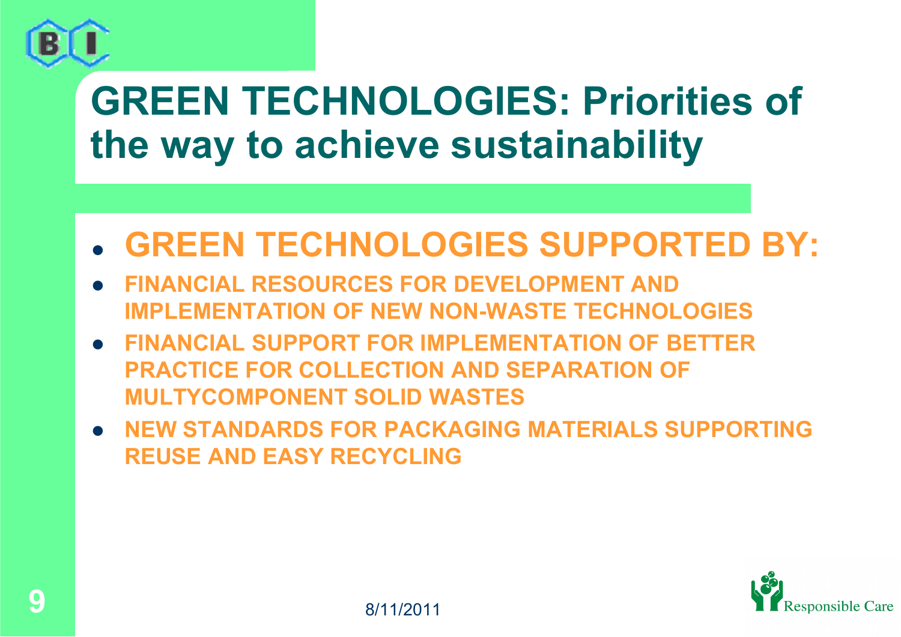# GREEN TECHNOLOGIES: Priorities of the way to achieve sustainability

- **GREEN TECHNOLOGIES SUPPORTED BY:**
- **FINANCIAL RESOURCES FOR DEVELOPMENT AND IMPLEMENTATION OF NEW NON-WASTE TECHNOLOGIES**
- **FINANCIAL SUPPORT FOR IMPLEMENTATION OF BETTER PRACTICE FOR COLLECTION AND SEPARATION OF MULTYCOMPONENT SOLID WASTES**
- **NEW STANDARDS FOR PACKAGING MATERIALS SUPPORTING REUSE AND EASY RECYCLING**

8/11/2011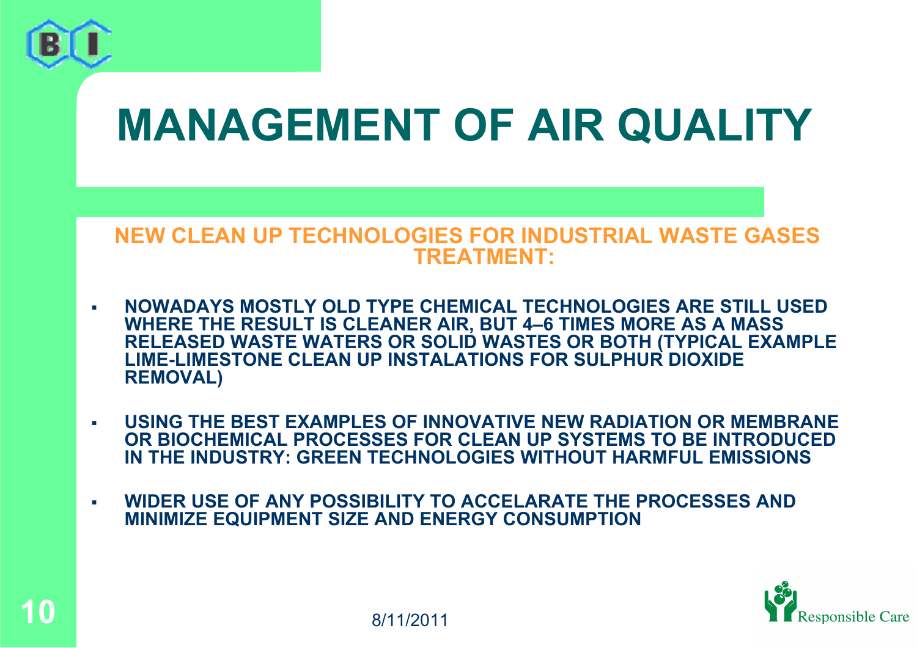# MANAGEMENT OF AIR QUALITY

## NEW CLEAN UP TECHNOLOGIES FOR INDUSTRIAL WASTE GASES TREATMENT:

- NOWADAYS MOSTLY OLD TYPE CHEMICAL TECHNOLOGIES ARE STILL USED WHERE THE RESULT IS CLEANER AIR, BUT 4–6 TIMES MORE AS A MASS RELEASED WASTE WATERS OR SOLID WASTES OR BOTH (TYPICAL EXAMPLE LIME-LIMESTONE CLEAN UP INSTALATIONS FOR SULPHUR DIOXIDE REMOVAL)

- USING THE BEST EXAMPLES OF INNOVATIVE NEW RADIATION OR MEMBRANE OR BIOCHEMICAL PROCESSES FOR CLEAN UP SYSTEMS TO BE INTRODUCED IN THE INDUSTRY: GREEN TECHNOLOGIES WITHOUT HARMFUL EMISSIONS

- WIDER USE OF ANY POSSIBILITY TO ACCELARATE THE PROCESSES AND MINIMIZE EQUIPMENT SIZE AND ENERGY CONSUMPTION

8/11/2011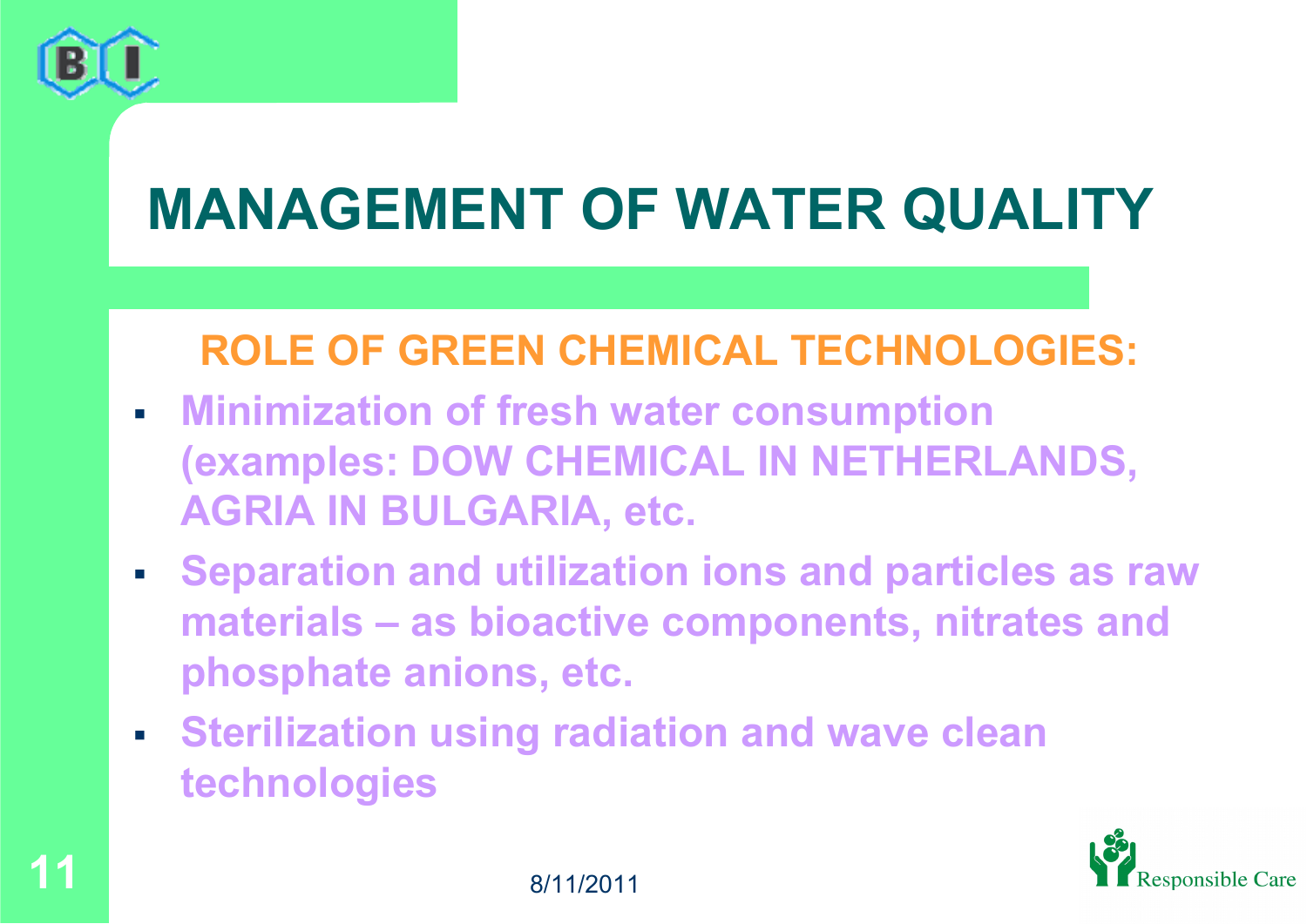# MANAGEMENT OF WATER QUALITY

## ROLE OF GREEN CHEMICAL TECHNOLOGIES:

- Minimization of fresh water consumption (examples: DOW CHEMICAL IN NETHERLANDS, AGRIA IN BULGARIA, etc.
- Separation and utilization ions and particles as raw materials – as bioactive components, nitrates and phosphate anions, etc.
- Sterilization using radiation and wave clean technologies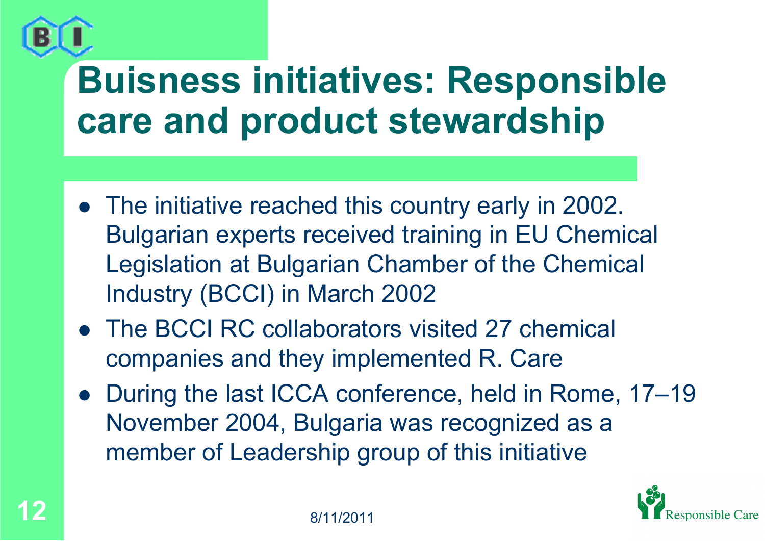# Buisness initiatives: Responsible care and product stewardship

- The initiative reached this country early in 2002. Bulgarian experts received training in EU Chemical Legislation at Bulgarian Chamber of the Chemical Industry (BCCI) in March 2002
- The BCCI RC collaborators visited 27 chemical companies and they implemented R. Care
- During the last ICCA conference, held in Rome, 17–19 November 2004, Bulgaria was recognized as a member of Leadership group of this initiative

8/11/2011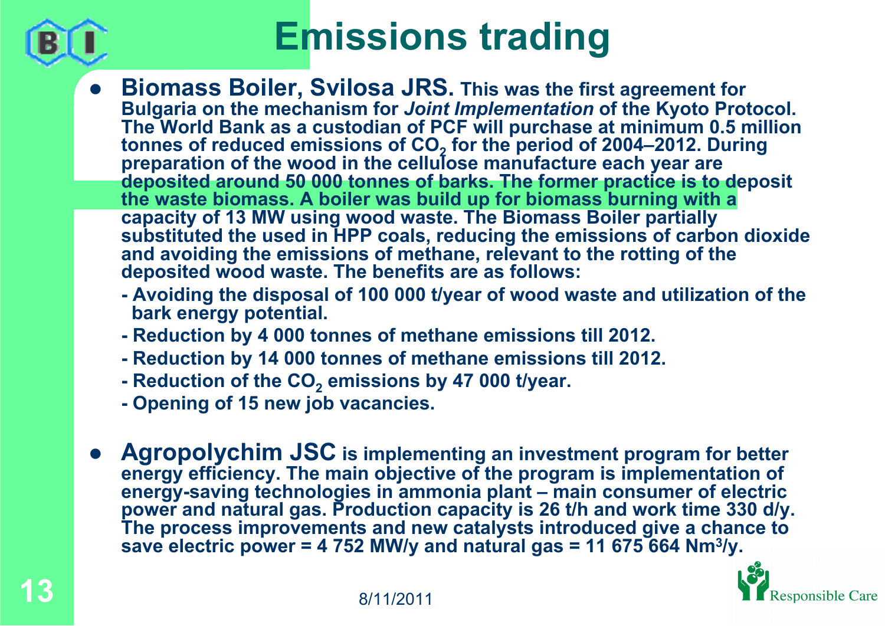# Emissions trading

- **Biomass Boiler, Svilosa JRS.** **This was the first agreement for Bulgaria on the mechanism for *Joint Implementation* of the Kyoto Protocol. The World Bank as a custodian of PCF will purchase at minimum 0.5 million tonnes of reduced emissions of $CO_2$ for the period of 2004–2012. During preparation of the wood in the cellulose manufacture each year are deposited around 50 000 tonnes of barks. The former practice is to deposit the waste biomass. A boiler was build up for biomass burning with a capacity of 13 MW using wood waste. The Biomass Boiler partially substituted the used in HPP coals, reducing the emissions of carbon dioxide and avoiding the emissions of methane, relevant to the rotting of the deposited wood waste. The benefits are as follows:**
  - **Avoiding the disposal of 100 000 t/year of wood waste and utilization of the bark energy potential.**
  - **Reduction by 4 000 tonnes of methane emissions till 2012.**
  - **Reduction by 14 000 tonnes of methane emissions till 2012.**
  - **Reduction of the $CO_2$ emissions by 47 000 t/year.**
  - **Opening of 15 new job vacancies.**

- **Agropolychim JSC** **is implementing an investment program for better energy efficiency. The main objective of the program is implementation of energy-saving technologies in ammonia plant – main consumer of electric power and natural gas. Production capacity is 26 t/h and work time 330 d/y. The process improvements and new catalysts introduced give a chance to save electric power = 4 752 MW/y and natural gas = 11 675 664 $Nm^3$/y.**

8/11/2011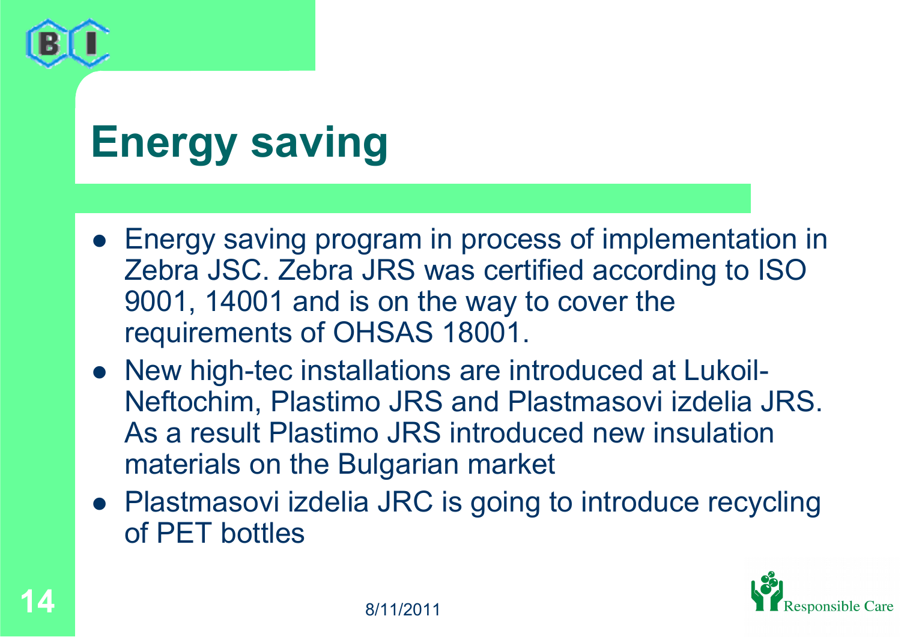# Energy saving

- Energy saving program in process of implementation in Zebra JSC. Zebra JRS was certified according to ISO 9001, 14001 and is on the way to cover the requirements of OHSAS 18001.
- New high-tec installations are introduced at Lukoil-Neftochim, Plastimo JRS and Plastmasovi izdelia JRS. As a result Plastimo JRS introduced new insulation materials on the Bulgarian market
- Plastmasovi izdelia JRC is going to introduce recycling of PET bottles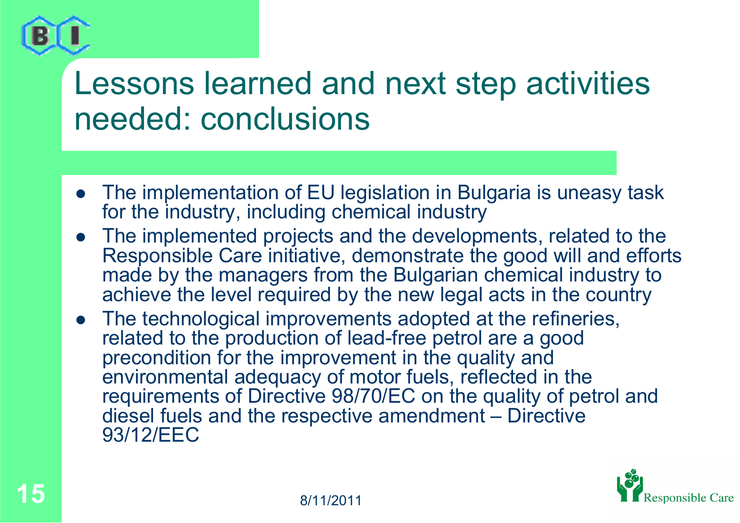# Lessons learned and next step activities needed: conclusions

- The implementation of EU legislation in Bulgaria is uneasy task for the industry, including chemical industry
- The implemented projects and the developments, related to the Responsible Care initiative, demonstrate the good will and efforts made by the managers from the Bulgarian chemical industry to achieve the level required by the new legal acts in the country
- The technological improvements adopted at the refineries, related to the production of lead-free petrol are a good precondition for the improvement in the quality and environmental adequacy of motor fuels, reflected in the requirements of Directive 98/70/EC on the quality of petrol and diesel fuels and the respective amendment – Directive 93/12/EEC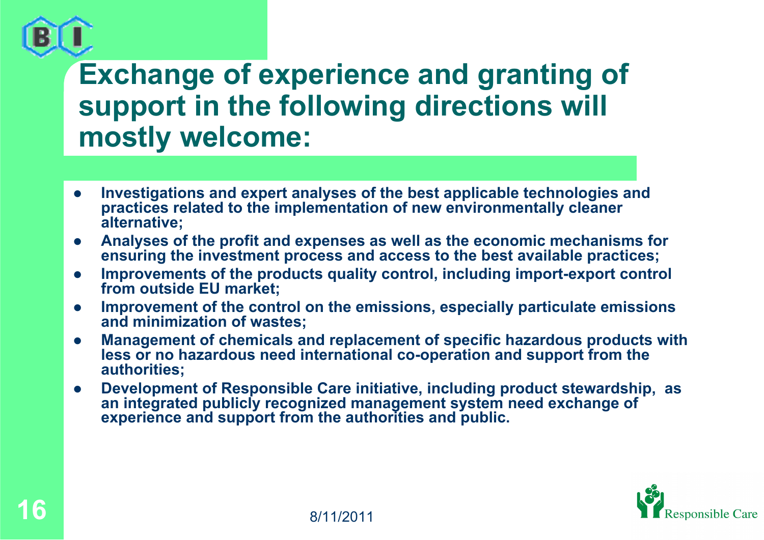# Exchange of experience and granting of support in the following directions will mostly welcome:

- **Investigations and expert analyses of the best applicable technologies and practices related to the implementation of new environmentally cleaner alternative;**
- **Analyses of the profit and expenses as well as the economic mechanisms for ensuring the investment process and access to the best available practices;**
- **Improvements of the products quality control, including import-export control from outside EU market;**
- **Improvement of the control on the emissions, especially particulate emissions and minimization of wastes;**
- **Management of chemicals and replacement of specific hazardous products with less or no hazardous need international co-operation and support from the authorities;**
- **Development of Responsible Care initiative, including product stewardship, as an integrated publicly recognized management system need exchange of experience and support from the authorities and public.**

8/11/2011

Responsible Care